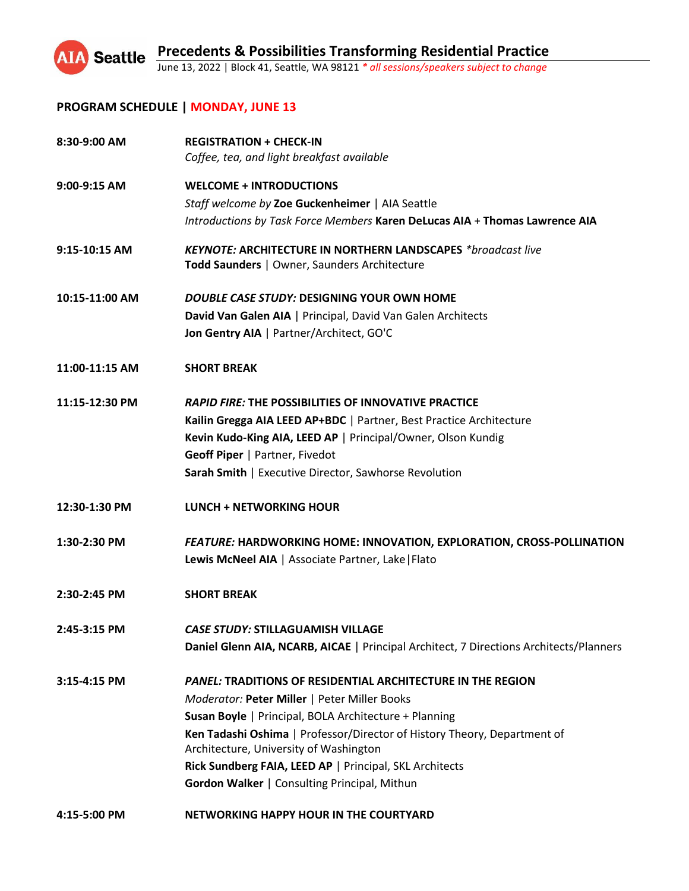# Precedents & Possibilities Transforming Residential Practice

June 13, 2022 | Block 41, Seattle, WA 98121 *\* all sessions/speakers subject to change*

## PROGRAM SCHEDULE | MONDAY, JUNE 13

**8:30-9:00 AM** — **REGISTRATION + CHECK-IN**
*Coffee, tea, and light breakfast available*

**9:00-9:15 AM** — **WELCOME + INTRODUCTIONS**
*Staff welcome by* **Zoe Guckenheimer** | AIA Seattle
*Introductions by Task Force Members* **Karen DeLucas AIA** + **Thomas Lawrence AIA**

**9:15-10:15 AM** — ***KEYNOTE:*** **ARCHITECTURE IN NORTHERN LANDSCAPES** *\*broadcast live*
**Todd Saunders** | Owner, Saunders Architecture

**10:15-11:00 AM** — ***DOUBLE CASE STUDY:*** **DESIGNING YOUR OWN HOME**
**David Van Galen AIA** | Principal, David Van Galen Architects
**Jon Gentry AIA** | Partner/Architect, GO'C

**11:00-11:15 AM** — **SHORT BREAK**

**11:15-12:30 PM** — ***RAPID FIRE:*** **THE POSSIBILITIES OF INNOVATIVE PRACTICE**
**Kailin Gregga AIA LEED AP+BDC** | Partner, Best Practice Architecture
**Kevin Kudo-King AIA, LEED AP** | Principal/Owner, Olson Kundig
**Geoff Piper** | Partner, Fivedot
**Sarah Smith** | Executive Director, Sawhorse Revolution

**12:30-1:30 PM** — **LUNCH + NETWORKING HOUR**

**1:30-2:30 PM** — ***FEATURE:*** **HARDWORKING HOME: INNOVATION, EXPLORATION, CROSS-POLLINATION**
**Lewis McNeel AIA** | Associate Partner, Lake|Flato

**2:30-2:45 PM** — **SHORT BREAK**

**2:45-3:15 PM** — ***CASE STUDY:*** **STILLAGUAMISH VILLAGE**
**Daniel Glenn AIA, NCARB, AICAE** | Principal Architect, 7 Directions Architects/Planners

**3:15-4:15 PM** — ***PANEL:*** **TRADITIONS OF RESIDENTIAL ARCHITECTURE IN THE REGION**
*Moderator:* **Peter Miller** | Peter Miller Books
**Susan Boyle** | Principal, BOLA Architecture + Planning
**Ken Tadashi Oshima** | Professor/Director of History Theory, Department of Architecture, University of Washington
**Rick Sundberg FAIA, LEED AP** | Principal, SKL Architects
**Gordon Walker** | Consulting Principal, Mithun

**4:15-5:00 PM** — **NETWORKING HAPPY HOUR IN THE COURTYARD**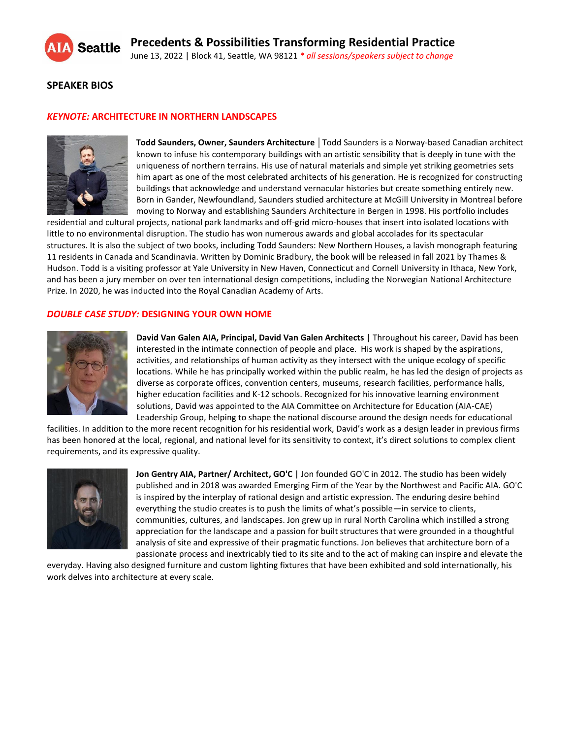## SPEAKER BIOS

### *KEYNOTE:* ARCHITECTURE IN NORTHERN LANDSCAPES

**Todd Saunders, Owner, Saunders Architecture** │ Todd Saunders is a Norway-based Canadian architect known to infuse his contemporary buildings with an artistic sensibility that is deeply in tune with the uniqueness of northern terrains. His use of natural materials and simple yet striking geometries sets him apart as one of the most celebrated architects of his generation. He is recognized for constructing buildings that acknowledge and understand vernacular histories but create something entirely new. Born in Gander, Newfoundland, Saunders studied architecture at McGill University in Montreal before moving to Norway and establishing Saunders Architecture in Bergen in 1998. His portfolio includes residential and cultural projects, national park landmarks and off-grid micro-houses that insert into isolated locations with little to no environmental disruption. The studio has won numerous awards and global accolades for its spectacular structures. It is also the subject of two books, including Todd Saunders: New Northern Houses, a lavish monograph featuring 11 residents in Canada and Scandinavia. Written by Dominic Bradbury, the book will be released in fall 2021 by Thames & Hudson. Todd is a visiting professor at Yale University in New Haven, Connecticut and Cornell University in Ithaca, New York, and has been a jury member on over ten international design competitions, including the Norwegian National Architecture Prize. In 2020, he was inducted into the Royal Canadian Academy of Arts.

### *DOUBLE CASE STUDY:* DESIGNING YOUR OWN HOME

**David Van Galen AIA, Principal, David Van Galen Architects** | Throughout his career, David has been interested in the intimate connection of people and place. His work is shaped by the aspirations, activities, and relationships of human activity as they intersect with the unique ecology of specific locations. While he has principally worked within the public realm, he has led the design of projects as diverse as corporate offices, convention centers, museums, research facilities, performance halls, higher education facilities and K-12 schools. Recognized for his innovative learning environment solutions, David was appointed to the AIA Committee on Architecture for Education (AIA-CAE) Leadership Group, helping to shape the national discourse around the design needs for educational facilities. In addition to the more recent recognition for his residential work, David's work as a design leader in previous firms has been honored at the local, regional, and national level for its sensitivity to context, it's direct solutions to complex client requirements, and its expressive quality.

**Jon Gentry AIA, Partner/ Architect, GO'C** | Jon founded GO'C in 2012. The studio has been widely published and in 2018 was awarded Emerging Firm of the Year by the Northwest and Pacific AIA. GO'C is inspired by the interplay of rational design and artistic expression. The enduring desire behind everything the studio creates is to push the limits of what's possible—in service to clients, communities, cultures, and landscapes. Jon grew up in rural North Carolina which instilled a strong appreciation for the landscape and a passion for built structures that were grounded in a thoughtful analysis of site and expressive of their pragmatic functions. Jon believes that architecture born of a passionate process and inextricably tied to its site and to the act of making can inspire and elevate the everyday. Having also designed furniture and custom lighting fixtures that have been exhibited and sold internationally, his work delves into architecture at every scale.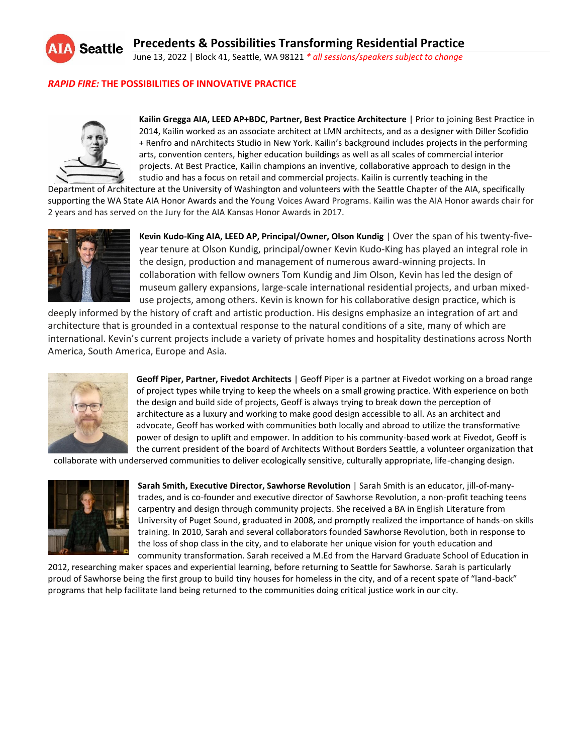## *RAPID FIRE:* THE POSSIBILITIES OF INNOVATIVE PRACTICE

**Kailin Gregga AIA, LEED AP+BDC, Partner, Best Practice Architecture** | Prior to joining Best Practice in 2014, Kailin worked as an associate architect at LMN architects, and as a designer with Diller Scofidio + Renfro and nArchitects Studio in New York. Kailin's background includes projects in the performing arts, convention centers, higher education buildings as well as all scales of commercial interior projects. At Best Practice, Kailin champions an inventive, collaborative approach to design in the studio and has a focus on retail and commercial projects. Kailin is currently teaching in the Department of Architecture at the University of Washington and volunteers with the Seattle Chapter of the AIA, specifically supporting the WA State AIA Honor Awards and the Young Voices Award Programs. Kailin was the AIA Honor awards chair for 2 years and has served on the Jury for the AIA Kansas Honor Awards in 2017.

**Kevin Kudo-King AIA, LEED AP, Principal/Owner, Olson Kundig** | Over the span of his twenty-five-year tenure at Olson Kundig, principal/owner Kevin Kudo-King has played an integral role in the design, production and management of numerous award-winning projects. In collaboration with fellow owners Tom Kundig and Jim Olson, Kevin has led the design of museum gallery expansions, large-scale international residential projects, and urban mixed-use projects, among others. Kevin is known for his collaborative design practice, which is deeply informed by the history of craft and artistic production. His designs emphasize an integration of art and architecture that is grounded in a contextual response to the natural conditions of a site, many of which are international. Kevin's current projects include a variety of private homes and hospitality destinations across North America, South America, Europe and Asia.

**Geoff Piper, Partner, Fivedot Architects** | Geoff Piper is a partner at Fivedot working on a broad range of project types while trying to keep the wheels on a small growing practice. With experience on both the design and build side of projects, Geoff is always trying to break down the perception of architecture as a luxury and working to make good design accessible to all. As an architect and advocate, Geoff has worked with communities both locally and abroad to utilize the transformative power of design to uplift and empower. In addition to his community-based work at Fivedot, Geoff is the current president of the board of Architects Without Borders Seattle, a volunteer organization that collaborate with underserved communities to deliver ecologically sensitive, culturally appropriate, life-changing design.

**Sarah Smith, Executive Director, Sawhorse Revolution** | Sarah Smith is an educator, jill-of-many-trades, and is co-founder and executive director of Sawhorse Revolution, a non-profit teaching teens carpentry and design through community projects. She received a BA in English Literature from University of Puget Sound, graduated in 2008, and promptly realized the importance of hands-on skills training. In 2010, Sarah and several collaborators founded Sawhorse Revolution, both in response to the loss of shop class in the city, and to elaborate her unique vision for youth education and community transformation. Sarah received a M.Ed from the Harvard Graduate School of Education in 2012, researching maker spaces and experiential learning, before returning to Seattle for Sawhorse. Sarah is particularly proud of Sawhorse being the first group to build tiny houses for homeless in the city, and of a recent spate of "land-back" programs that help facilitate land being returned to the communities doing critical justice work in our city.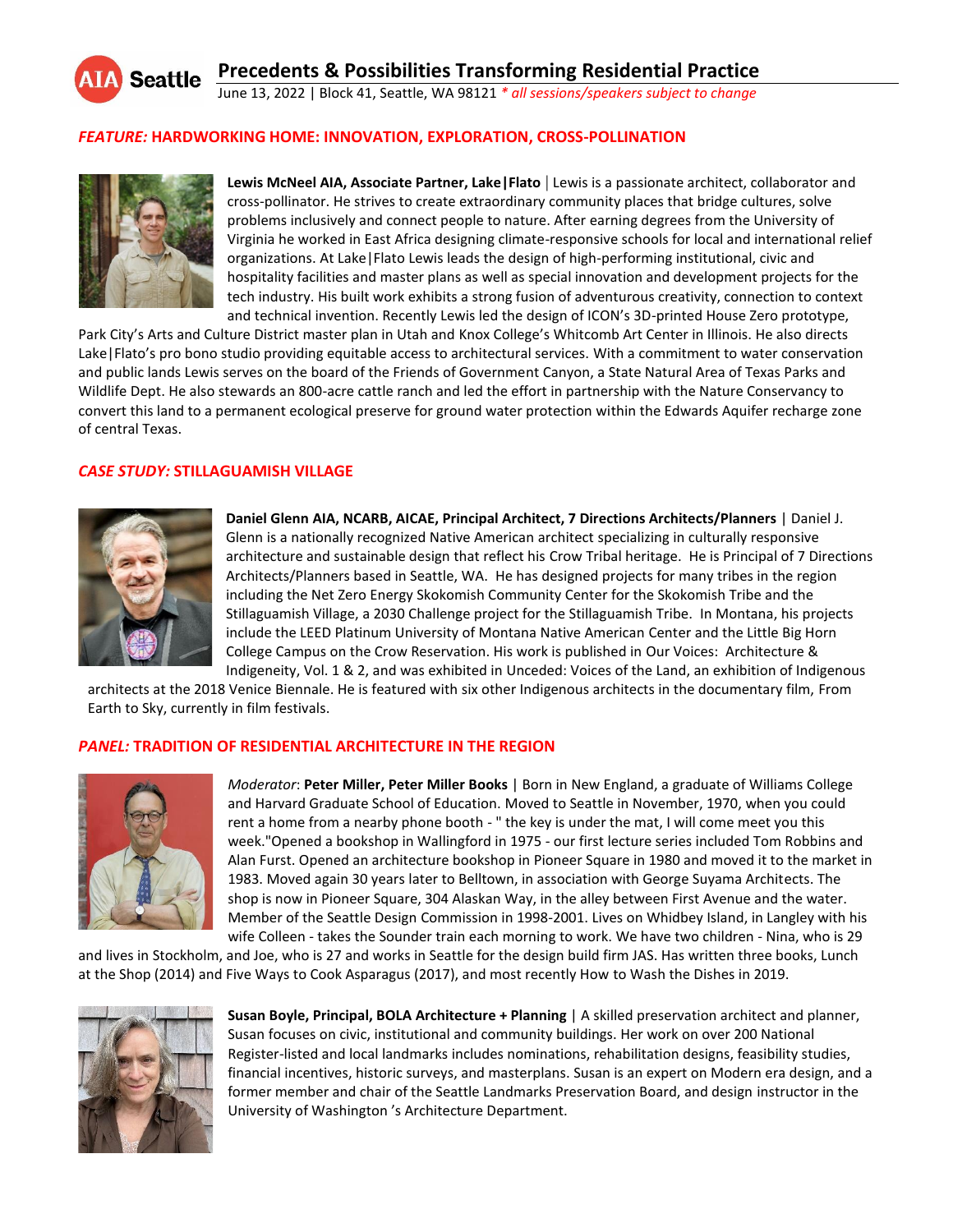## *FEATURE:* HARDWORKING HOME: INNOVATION, EXPLORATION, CROSS-POLLINATION

**Lewis McNeel AIA, Associate Partner, Lake|Flato** | Lewis is a passionate architect, collaborator and cross-pollinator. He strives to create extraordinary community places that bridge cultures, solve problems inclusively and connect people to nature. After earning degrees from the University of Virginia he worked in East Africa designing climate-responsive schools for local and international relief organizations. At Lake|Flato Lewis leads the design of high-performing institutional, civic and hospitality facilities and master plans as well as special innovation and development projects for the tech industry. His built work exhibits a strong fusion of adventurous creativity, connection to context and technical invention. Recently Lewis led the design of ICON's 3D-printed House Zero prototype, Park City's Arts and Culture District master plan in Utah and Knox College's Whitcomb Art Center in Illinois. He also directs Lake|Flato's pro bono studio providing equitable access to architectural services. With a commitment to water conservation and public lands Lewis serves on the board of the Friends of Government Canyon, a State Natural Area of Texas Parks and Wildlife Dept. He also stewards an 800-acre cattle ranch and led the effort in partnership with the Nature Conservancy to convert this land to a permanent ecological preserve for ground water protection within the Edwards Aquifer recharge zone of central Texas.

## *CASE STUDY:* STILLAGUAMISH VILLAGE

**Daniel Glenn AIA, NCARB, AICAE, Principal Architect, 7 Directions Architects/Planners** | Daniel J. Glenn is a nationally recognized Native American architect specializing in culturally responsive architecture and sustainable design that reflect his Crow Tribal heritage. He is Principal of 7 Directions Architects/Planners based in Seattle, WA. He has designed projects for many tribes in the region including the Net Zero Energy Skokomish Community Center for the Skokomish Tribe and the Stillaguamish Village, a 2030 Challenge project for the Stillaguamish Tribe. In Montana, his projects include the LEED Platinum University of Montana Native American Center and the Little Big Horn College Campus on the Crow Reservation. His work is published in Our Voices: Architecture & Indigeneity, Vol. 1 & 2, and was exhibited in Unceded: Voices of the Land, an exhibition of Indigenous architects at the 2018 Venice Biennale. He is featured with six other Indigenous architects in the documentary film, From Earth to Sky, currently in film festivals.

## *PANEL:* TRADITION OF RESIDENTIAL ARCHITECTURE IN THE REGION

*Moderator*: **Peter Miller, Peter Miller Books** | Born in New England, a graduate of Williams College and Harvard Graduate School of Education. Moved to Seattle in November, 1970, when you could rent a home from a nearby phone booth - " the key is under the mat, I will come meet you this week."Opened a bookshop in Wallingford in 1975 - our first lecture series included Tom Robbins and Alan Furst. Opened an architecture bookshop in Pioneer Square in 1980 and moved it to the market in 1983. Moved again 30 years later to Belltown, in association with George Suyama Architects. The shop is now in Pioneer Square, 304 Alaskan Way, in the alley between First Avenue and the water. Member of the Seattle Design Commission in 1998-2001. Lives on Whidbey Island, in Langley with his wife Colleen - takes the Sounder train each morning to work. We have two children - Nina, who is 29 and lives in Stockholm, and Joe, who is 27 and works in Seattle for the design build firm JAS. Has written three books, Lunch at the Shop (2014) and Five Ways to Cook Asparagus (2017), and most recently How to Wash the Dishes in 2019.

**Susan Boyle, Principal, BOLA Architecture + Planning** | A skilled preservation architect and planner, Susan focuses on civic, institutional and community buildings. Her work on over 200 National Register-listed and local landmarks includes nominations, rehabilitation designs, feasibility studies, financial incentives, historic surveys, and masterplans. Susan is an expert on Modern era design, and a former member and chair of the Seattle Landmarks Preservation Board, and design instructor in the University of Washington 's Architecture Department.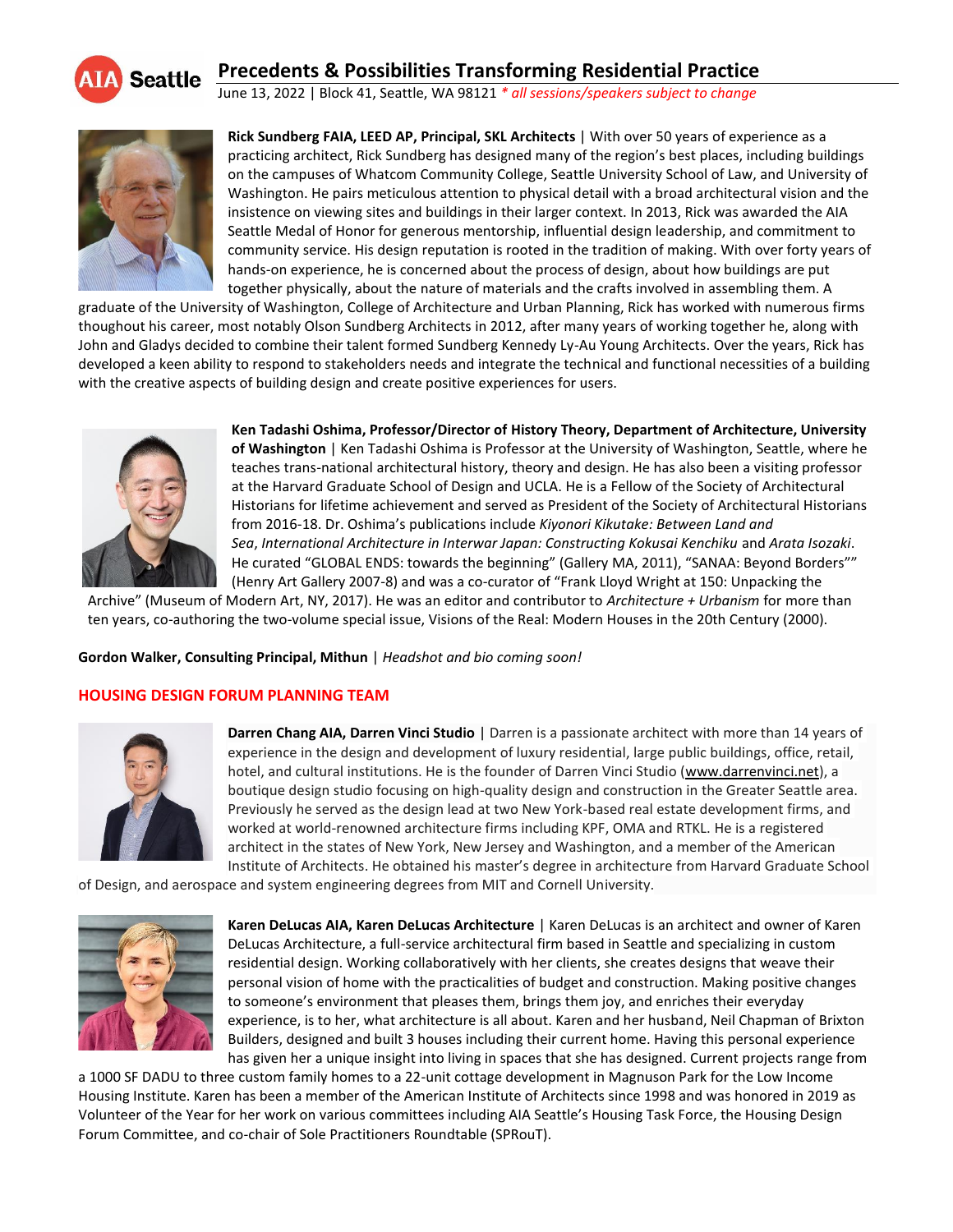**Rick Sundberg FAIA, LEED AP, Principal, SKL Architects** | With over 50 years of experience as a practicing architect, Rick Sundberg has designed many of the region's best places, including buildings on the campuses of Whatcom Community College, Seattle University School of Law, and University of Washington. He pairs meticulous attention to physical detail with a broad architectural vision and the insistence on viewing sites and buildings in their larger context. In 2013, Rick was awarded the AIA Seattle Medal of Honor for generous mentorship, influential design leadership, and commitment to community service. His design reputation is rooted in the tradition of making. With over forty years of hands-on experience, he is concerned about the process of design, about how buildings are put together physically, about the nature of materials and the crafts involved in assembling them. A graduate of the University of Washington, College of Architecture and Urban Planning, Rick has worked with numerous firms thoughout his career, most notably Olson Sundberg Architects in 2012, after many years of working together he, along with John and Gladys decided to combine their talent formed Sundberg Kennedy Ly-Au Young Architects. Over the years, Rick has developed a keen ability to respond to stakeholders needs and integrate the technical and functional necessities of a building with the creative aspects of building design and create positive experiences for users.

**Ken Tadashi Oshima, Professor/Director of History Theory, Department of Architecture, University of Washington** | Ken Tadashi Oshima is Professor at the University of Washington, Seattle, where he teaches trans-national architectural history, theory and design. He has also been a visiting professor at the Harvard Graduate School of Design and UCLA. He is a Fellow of the Society of Architectural Historians for lifetime achievement and served as President of the Society of Architectural Historians from 2016-18. Dr. Oshima's publications include *Kiyonori Kikutake: Between Land and Sea*, *International Architecture in Interwar Japan: Constructing Kokusai Kenchiku* and *Arata Isozaki*. He curated "GLOBAL ENDS: towards the beginning" (Gallery MA, 2011), "SANAA: Beyond Borders"" (Henry Art Gallery 2007-8) and was a co-curator of "Frank Lloyd Wright at 150: Unpacking the Archive" (Museum of Modern Art, NY, 2017). He was an editor and contributor to *Architecture + Urbanism* for more than ten years, co-authoring the two-volume special issue, Visions of the Real: Modern Houses in the 20th Century (2000).

**Gordon Walker, Consulting Principal, Mithun** | *Headshot and bio coming soon!*

## HOUSING DESIGN FORUM PLANNING TEAM

**Darren Chang AIA, Darren Vinci Studio** | Darren is a passionate architect with more than 14 years of experience in the design and development of luxury residential, large public buildings, office, retail, hotel, and cultural institutions. He is the founder of Darren Vinci Studio (www.darrenvinci.net), a boutique design studio focusing on high-quality design and construction in the Greater Seattle area. Previously he served as the design lead at two New York-based real estate development firms, and worked at world-renowned architecture firms including KPF, OMA and RTKL. He is a registered architect in the states of New York, New Jersey and Washington, and a member of the American Institute of Architects. He obtained his master's degree in architecture from Harvard Graduate School of Design, and aerospace and system engineering degrees from MIT and Cornell University.

**Karen DeLucas AIA, Karen DeLucas Architecture** | Karen DeLucas is an architect and owner of Karen DeLucas Architecture, a full-service architectural firm based in Seattle and specializing in custom residential design. Working collaboratively with her clients, she creates designs that weave their personal vision of home with the practicalities of budget and construction. Making positive changes to someone's environment that pleases them, brings them joy, and enriches their everyday experience, is to her, what architecture is all about. Karen and her husband, Neil Chapman of Brixton Builders, designed and built 3 houses including their current home. Having this personal experience has given her a unique insight into living in spaces that she has designed. Current projects range from a 1000 SF DADU to three custom family homes to a 22-unit cottage development in Magnuson Park for the Low Income Housing Institute. Karen has been a member of the American Institute of Architects since 1998 and was honored in 2019 as Volunteer of the Year for her work on various committees including AIA Seattle's Housing Task Force, the Housing Design Forum Committee, and co-chair of Sole Practitioners Roundtable (SPRouT).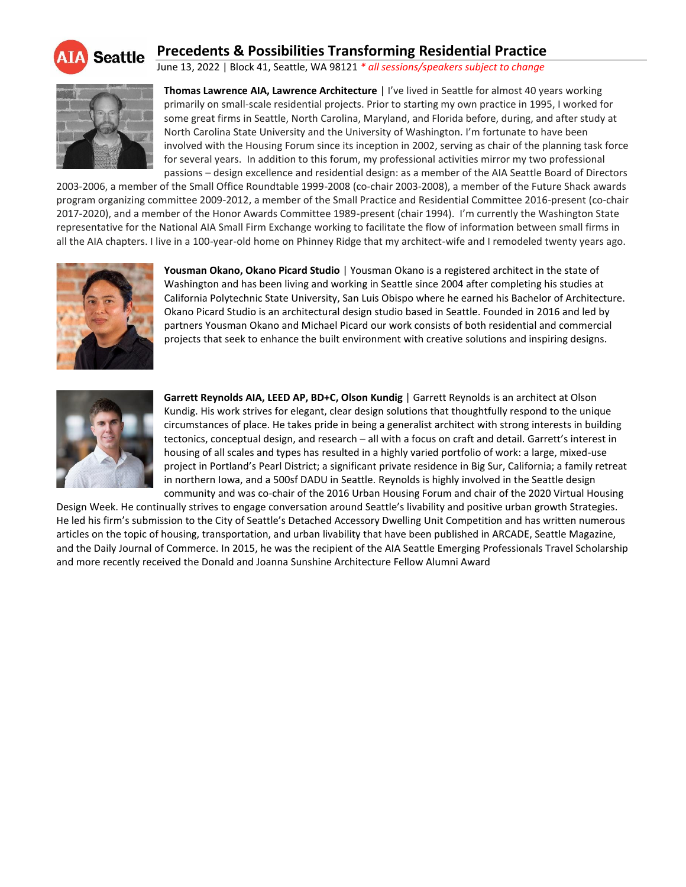# Precedents & Possibilities Transforming Residential Practice

June 13, 2022 | Block 41, Seattle, WA 98121 *\* all sessions/speakers subject to change*

**Thomas Lawrence AIA, Lawrence Architecture** | I've lived in Seattle for almost 40 years working primarily on small-scale residential projects. Prior to starting my own practice in 1995, I worked for some great firms in Seattle, North Carolina, Maryland, and Florida before, during, and after study at North Carolina State University and the University of Washington. I'm fortunate to have been involved with the Housing Forum since its inception in 2002, serving as chair of the planning task force for several years. In addition to this forum, my professional activities mirror my two professional passions – design excellence and residential design: as a member of the AIA Seattle Board of Directors 2003-2006, a member of the Small Office Roundtable 1999-2008 (co-chair 2003-2008), a member of the Future Shack awards program organizing committee 2009-2012, a member of the Small Practice and Residential Committee 2016-present (co-chair 2017-2020), and a member of the Honor Awards Committee 1989-present (chair 1994). I'm currently the Washington State representative for the National AIA Small Firm Exchange working to facilitate the flow of information between small firms in all the AIA chapters. I live in a 100-year-old home on Phinney Ridge that my architect-wife and I remodeled twenty years ago.

**Yousman Okano, Okano Picard Studio** | Yousman Okano is a registered architect in the state of Washington and has been living and working in Seattle since 2004 after completing his studies at California Polytechnic State University, San Luis Obispo where he earned his Bachelor of Architecture. Okano Picard Studio is an architectural design studio based in Seattle. Founded in 2016 and led by partners Yousman Okano and Michael Picard our work consists of both residential and commercial projects that seek to enhance the built environment with creative solutions and inspiring designs.

**Garrett Reynolds AIA, LEED AP, BD+C, Olson Kundig** | Garrett Reynolds is an architect at Olson Kundig. His work strives for elegant, clear design solutions that thoughtfully respond to the unique circumstances of place. He takes pride in being a generalist architect with strong interests in building tectonics, conceptual design, and research – all with a focus on craft and detail. Garrett's interest in housing of all scales and types has resulted in a highly varied portfolio of work: a large, mixed-use project in Portland's Pearl District; a significant private residence in Big Sur, California; a family retreat in northern Iowa, and a 500sf DADU in Seattle. Reynolds is highly involved in the Seattle design community and was co-chair of the 2016 Urban Housing Forum and chair of the 2020 Virtual Housing Design Week. He continually strives to engage conversation around Seattle's livability and positive urban growth Strategies. He led his firm's submission to the City of Seattle's Detached Accessory Dwelling Unit Competition and has written numerous articles on the topic of housing, transportation, and urban livability that have been published in ARCADE, Seattle Magazine, and the Daily Journal of Commerce. In 2015, he was the recipient of the AIA Seattle Emerging Professionals Travel Scholarship and more recently received the Donald and Joanna Sunshine Architecture Fellow Alumni Award